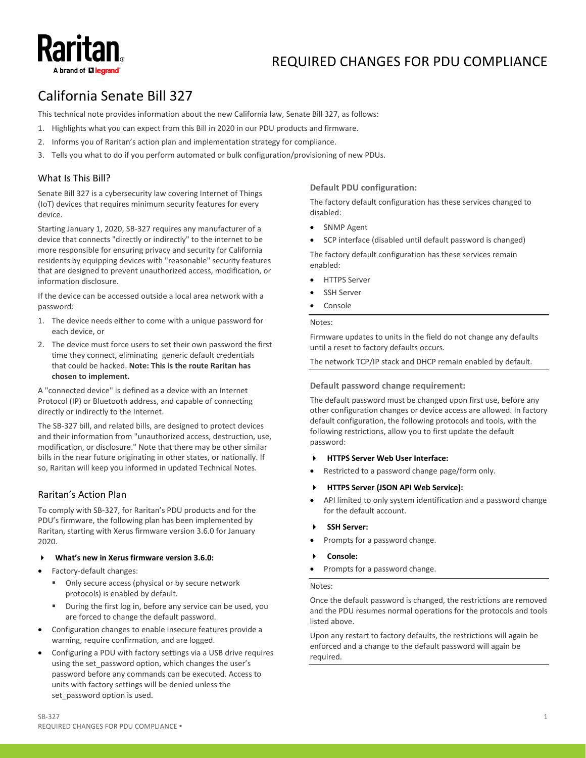# REQUIRED CHANGES FOR PDU COMPLIANCE

## California Senate Bill 327

This technical note provides information about the new California law, Senate Bill 327, as follows:

1. Highlights what you can expect from this Bill in 2020 in our PDU products and firmware.
2. Informs you of Raritan's action plan and implementation strategy for compliance.
3. Tells you what to do if you perform automated or bulk configuration/provisioning of new PDUs.

### What Is This Bill?

Senate Bill 327 is a cybersecurity law covering Internet of Things (IoT) devices that requires minimum security features for every device.

Starting January 1, 2020, SB-327 requires any manufacturer of a device that connects "directly or indirectly" to the internet to be more responsible for ensuring privacy and security for California residents by equipping devices with "reasonable" security features that are designed to prevent unauthorized access, modification, or information disclosure.

If the device can be accessed outside a local area network with a password:

1. The device needs either to come with a unique password for each device, or
2. The device must force users to set their own password the first time they connect, eliminating generic default credentials that could be hacked. **Note: This is the route Raritan has chosen to implement.**

A "connected device" is defined as a device with an Internet Protocol (IP) or Bluetooth address, and capable of connecting directly or indirectly to the Internet.

The SB-327 bill, and related bills, are designed to protect devices and their information from "unauthorized access, destruction, use, modification, or disclosure." Note that there may be other similar bills in the near future originating in other states, or nationally. If so, Raritan will keep you informed in updated Technical Notes.

### Raritan's Action Plan

To comply with SB-327, for Raritan's PDU products and for the PDU's firmware, the following plan has been implemented by Raritan, starting with Xerus firmware version 3.6.0 for January 2020.

- **What's new in Xerus firmware version 3.6.0:**

- Factory-default changes:
  - Only secure access (physical or by secure network protocols) is enabled by default.
  - During the first log in, before any service can be used, you are forced to change the default password.
- Configuration changes to enable insecure features provide a warning, require confirmation, and are logged.
- Configuring a PDU with factory settings via a USB drive requires using the set_password option, which changes the user's password before any commands can be executed. Access to units with factory settings will be denied unless the set_password option is used.

**Default PDU configuration:**

The factory default configuration has these services changed to disabled:

- SNMP Agent
- SCP interface (disabled until default password is changed)

The factory default configuration has these services remain enabled:

- HTTPS Server
- SSH Server
- Console

Notes:

Firmware updates to units in the field do not change any defaults until a reset to factory defaults occurs.

The network TCP/IP stack and DHCP remain enabled by default.

**Default password change requirement:**

The default password must be changed upon first use, before any other configuration changes or device access are allowed. In factory default configuration, the following protocols and tools, with the following restrictions, allow you to first update the default password:

- **HTTPS Server Web User Interface:**
  - Restricted to a password change page/form only.
- **HTTPS Server (JSON API Web Service):**
  - API limited to only system identification and a password change for the default account.
- **SSH Server:**
  - Prompts for a password change.
- **Console:**
  - Prompts for a password change.

Notes:

Once the default password is changed, the restrictions are removed and the PDU resumes normal operations for the protocols and tools listed above.

Upon any restart to factory defaults, the restrictions will again be enforced and a change to the default password will again be required.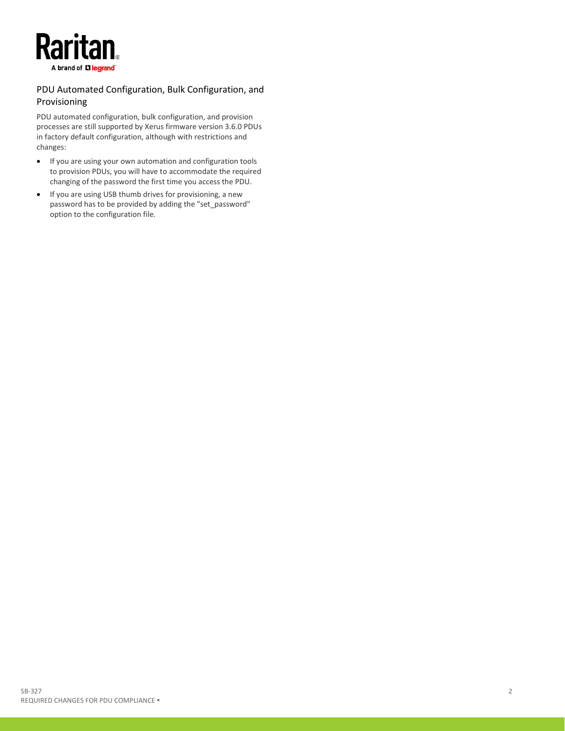## PDU Automated Configuration, Bulk Configuration, and Provisioning

PDU automated configuration, bulk configuration, and provision processes are still supported by Xerus firmware version 3.6.0 PDUs in factory default configuration, although with restrictions and changes:

- If you are using your own automation and configuration tools to provision PDUs, you will have to accommodate the required changing of the password the first time you access the PDU.
- If you are using USB thumb drives for provisioning, a new password has to be provided by adding the "set_password" option to the configuration file.